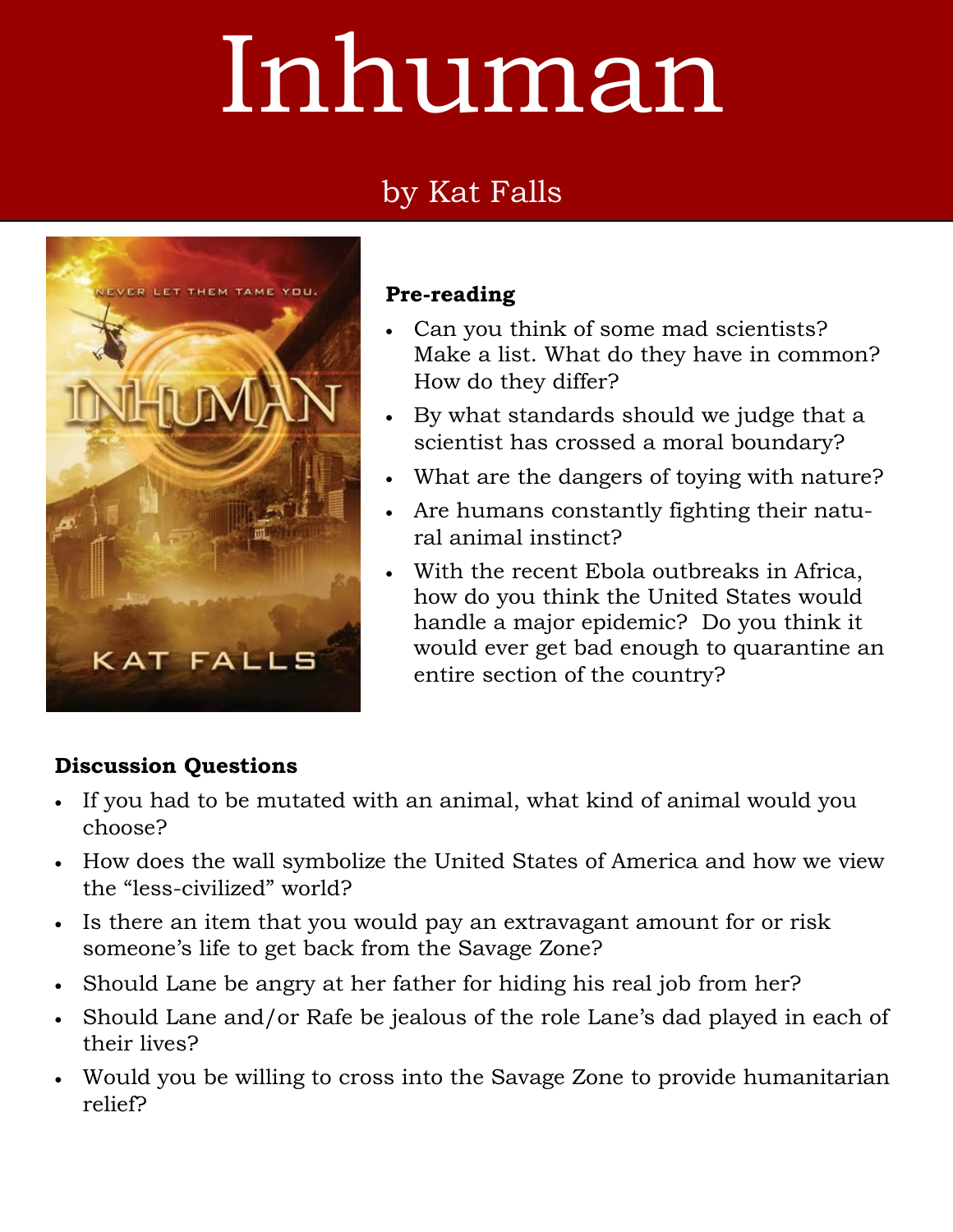# Inhuman

by Kat Falls

**Pre-reading**

- Can you think of some mad scientists? Make a list. What do they have in common? How do they differ?
- By what standards should we judge that a scientist has crossed a moral boundary?
- What are the dangers of toying with nature?
- Are humans constantly fighting their natural animal instinct?
- With the recent Ebola outbreaks in Africa, how do you think the United States would handle a major epidemic? Do you think it would ever get bad enough to quarantine an entire section of the country?

**Discussion Questions**

- If you had to be mutated with an animal, what kind of animal would you choose?
- How does the wall symbolize the United States of America and how we view the “less-civilized” world?
- Is there an item that you would pay an extravagant amount for or risk someone’s life to get back from the Savage Zone?
- Should Lane be angry at her father for hiding his real job from her?
- Should Lane and/or Rafe be jealous of the role Lane’s dad played in each of their lives?
- Would you be willing to cross into the Savage Zone to provide humanitarian relief?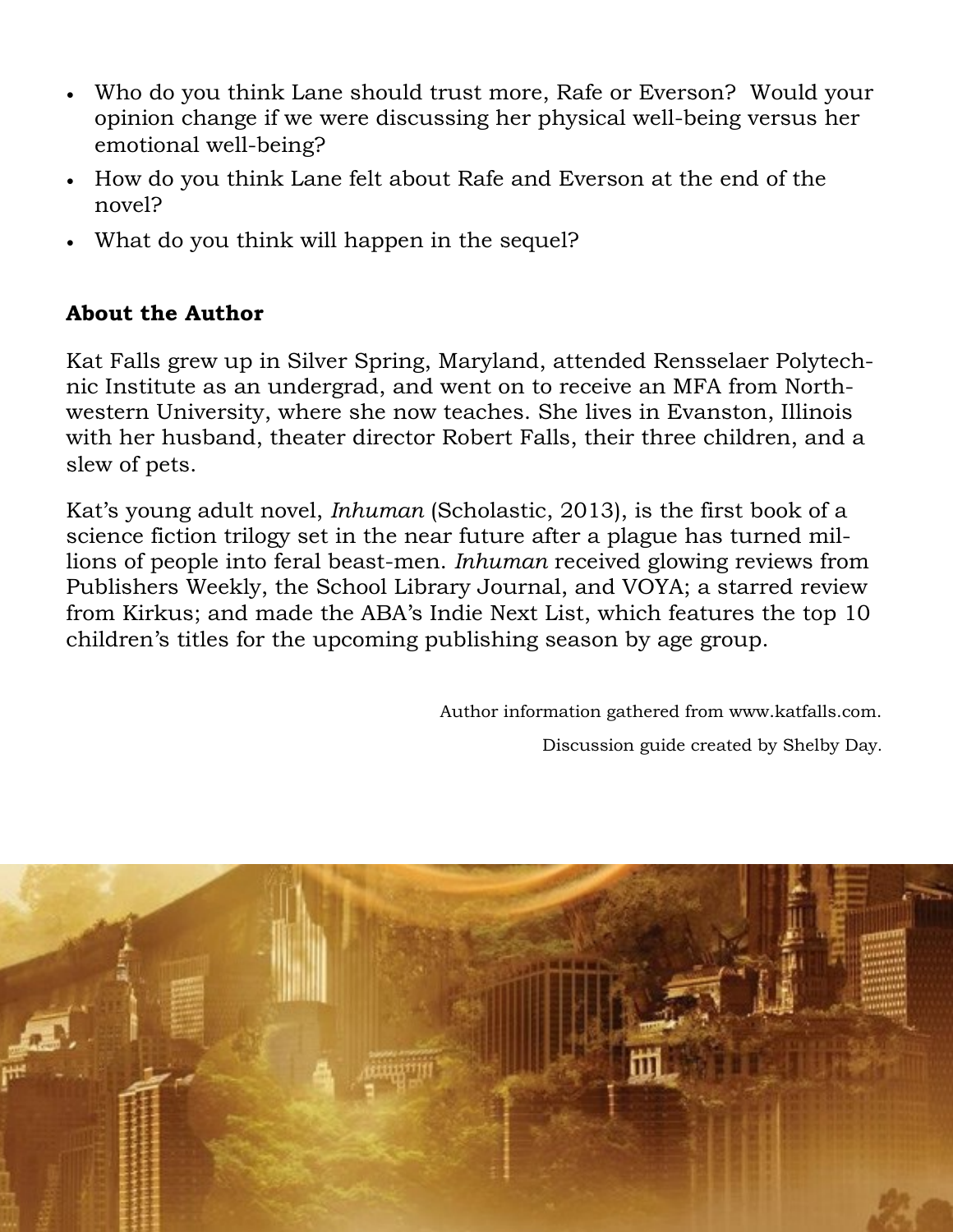- Who do you think Lane should trust more, Rafe or Everson? Would your opinion change if we were discussing her physical well-being versus her emotional well-being?
- How do you think Lane felt about Rafe and Everson at the end of the novel?
- What do you think will happen in the sequel?

## About the Author

Kat Falls grew up in Silver Spring, Maryland, attended Rensselaer Polytechnic Institute as an undergrad, and went on to receive an MFA from Northwestern University, where she now teaches. She lives in Evanston, Illinois with her husband, theater director Robert Falls, their three children, and a slew of pets.

Kat's young adult novel, *Inhuman* (Scholastic, 2013), is the first book of a science fiction trilogy set in the near future after a plague has turned millions of people into feral beast-men. *Inhuman* received glowing reviews from Publishers Weekly, the School Library Journal, and VOYA; a starred review from Kirkus; and made the ABA's Indie Next List, which features the top 10 children's titles for the upcoming publishing season by age group.

Author information gathered from www.katfalls.com.

Discussion guide created by Shelby Day.